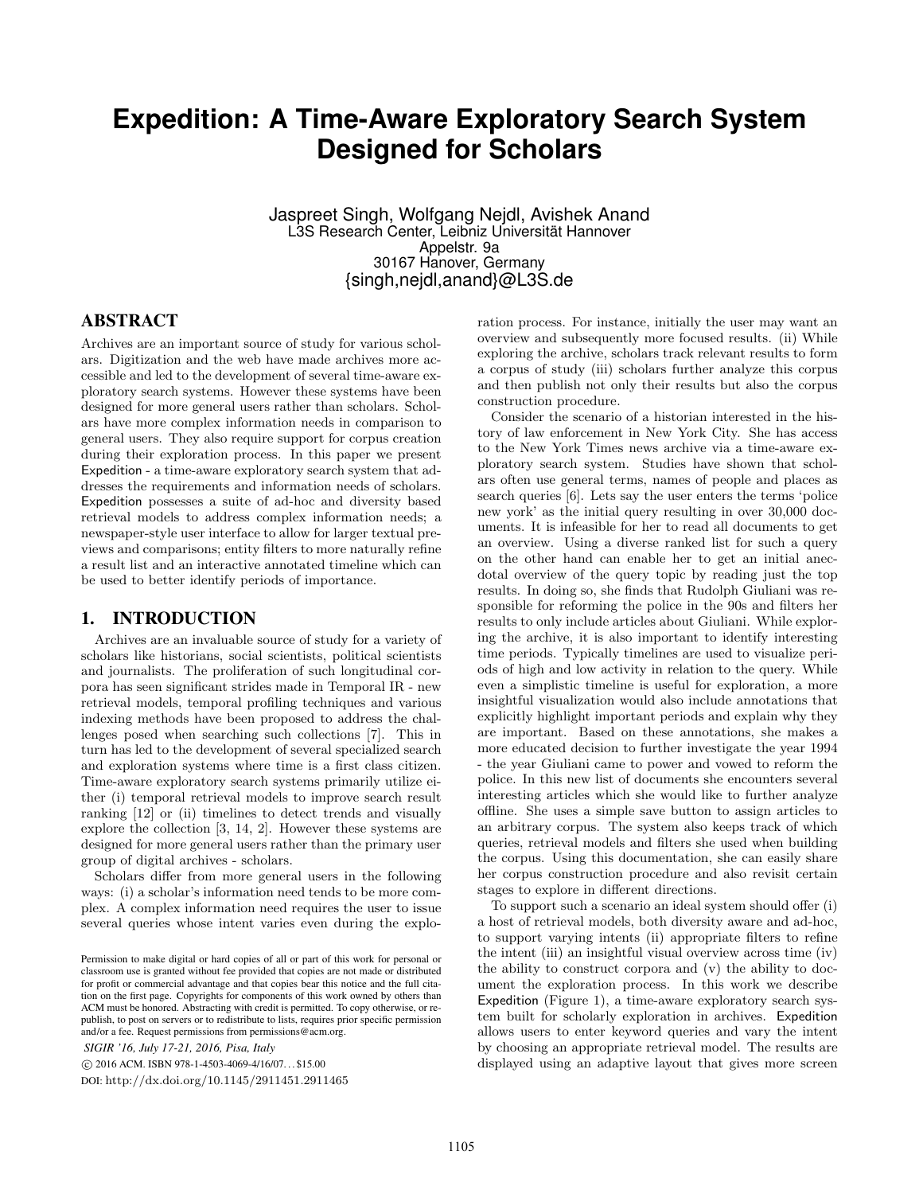# Expedition: A Time-Aware Exploratory Search System Designed for Scholars

Jaspreet Singh, Wolfgang Nejdl, Avishek Anand
L3S Research Center, Leibniz Universität Hannover
Appelstr. 9a
30167 Hanover, Germany
{singh,nejdl,anand}@L3S.de

## ABSTRACT

Archives are an important source of study for various scholars. Digitization and the web have made archives more accessible and led to the development of several time-aware exploratory search systems. However these systems have been designed for more general users rather than scholars. Scholars have more complex information needs in comparison to general users. They also require support for corpus creation during their exploration process. In this paper we present Expedition - a time-aware exploratory search system that addresses the requirements and information needs of scholars. Expedition possesses a suite of ad-hoc and diversity based retrieval models to address complex information needs; a newspaper-style user interface to allow for larger textual previews and comparisons; entity filters to more naturally refine a result list and an interactive annotated timeline which can be used to better identify periods of importance.

## 1. INTRODUCTION

Archives are an invaluable source of study for a variety of scholars like historians, social scientists, political scientists and journalists. The proliferation of such longitudinal corpora has seen significant strides made in Temporal IR - new retrieval models, temporal profiling techniques and various indexing methods have been proposed to address the challenges posed when searching such collections [7]. This in turn has led to the development of several specialized search and exploration systems where time is a first class citizen. Time-aware exploratory search systems primarily utilize either (i) temporal retrieval models to improve search result ranking [12] or (ii) timelines to detect trends and visually explore the collection [3, 14, 2]. However these systems are designed for more general users rather than the primary user group of digital archives - scholars.

Scholars differ from more general users in the following ways: (i) a scholar's information need tends to be more complex. A complex information need requires the user to issue several queries whose intent varies even during the exploration process. For instance, initially the user may want an overview and subsequently more focused results. (ii) While exploring the archive, scholars track relevant results to form a corpus of study (iii) scholars further analyze this corpus and then publish not only their results but also the corpus construction procedure.

Consider the scenario of a historian interested in the history of law enforcement in New York City. She has access to the New York Times news archive via a time-aware exploratory search system. Studies have shown that scholars often use general terms, names of people and places as search queries [6]. Lets say the user enters the terms 'police new york' as the initial query resulting in over 30,000 documents. It is infeasible for her to read all documents to get an overview. Using a diverse ranked list for such a query on the other hand can enable her to get an initial anecdotal overview of the query topic by reading just the top results. In doing so, she finds that Rudolph Giuliani was responsible for reforming the police in the 90s and filters her results to only include articles about Giuliani. While exploring the archive, it is also important to identify interesting time periods. Typically timelines are used to visualize periods of high and low activity in relation to the query. While even a simplistic timeline is useful for exploration, a more insightful visualization would also include annotations that explicitly highlight important periods and explain why they are important. Based on these annotations, she makes a more educated decision to further investigate the year 1994 - the year Giuliani came to power and vowed to reform the police. In this new list of documents she encounters several interesting articles which she would like to further analyze offline. She uses a simple save button to assign articles to an arbitrary corpus. The system also keeps track of which queries, retrieval models and filters she used when building the corpus. Using this documentation, she can easily share her corpus construction procedure and also revisit certain stages to explore in different directions.

To support such a scenario an ideal system should offer (i) a host of retrieval models, both diversity aware and ad-hoc, to support varying intents (ii) appropriate filters to refine the intent (iii) an insightful visual overview across time (iv) the ability to construct corpora and (v) the ability to document the exploration process. In this work we describe Expedition (Figure 1), a time-aware exploratory search system built for scholarly exploration in archives. Expedition allows users to enter keyword queries and vary the intent by choosing an appropriate retrieval model. The results are displayed using an adaptive layout that gives more screen

Permission to make digital or hard copies of all or part of this work for personal or classroom use is granted without fee provided that copies are not made or distributed for profit or commercial advantage and that copies bear this notice and the full citation on the first page. Copyrights for components of this work owned by others than ACM must be honored. Abstracting with credit is permitted. To copy otherwise, or republish, to post on servers or to redistribute to lists, requires prior specific permission and/or a fee. Request permissions from permissions@acm.org.

*SIGIR '16, July 17-21, 2016, Pisa, Italy*

© 2016 ACM. ISBN 978-1-4503-4069-4/16/07...$15.00

DOI: http://dx.doi.org/10.1145/2911451.2911465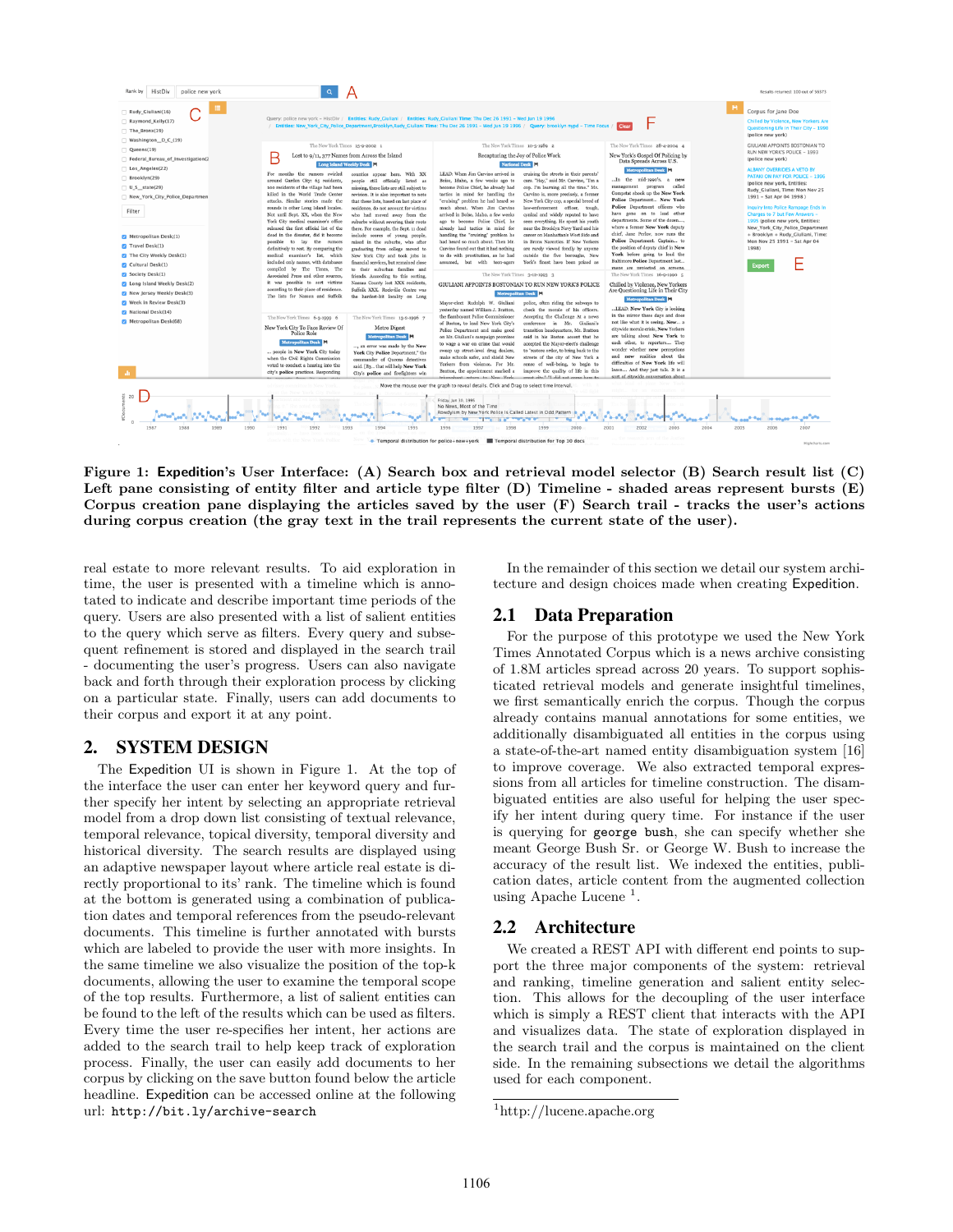Figure 1: **Expedition's User Interface: (A) Search box and retrieval model selector (B) Search result list (C) Left pane consisting of entity filter and article type filter (D) Timeline - shaded areas represent bursts (E) Corpus creation pane displaying the articles saved by the user (F) Search trail - tracks the user's actions during corpus creation (the gray text in the trail represents the current state of the user).**

real estate to more relevant results. To aid exploration in time, the user is presented with a timeline which is annotated to indicate and describe important time periods of the query. Users are also presented with a list of salient entities to the query which serve as filters. Every query and subsequent refinement is stored and displayed in the search trail - documenting the user's progress. Users can also navigate back and forth through their exploration process by clicking on a particular state. Finally, users can add documents to their corpus and export it at any point.

## 2. SYSTEM DESIGN

The Expedition UI is shown in Figure 1. At the top of the interface the user can enter her keyword query and further specify her intent by selecting an appropriate retrieval model from a drop down list consisting of textual relevance, temporal relevance, topical diversity, temporal diversity and historical diversity. The search results are displayed using an adaptive newspaper layout where article real estate is directly proportional to its' rank. The timeline which is found at the bottom is generated using a combination of publication dates and temporal references from the pseudo-relevant documents. This timeline is further annotated with bursts which are labeled to provide the user with more insights. In the same timeline we also visualize the position of the top-k documents, allowing the user to examine the temporal scope of the top results. Furthermore, a list of salient entities can be found to the left of the results which can be used as filters. Every time the user re-specifies her intent, her actions are added to the search trail to help keep track of exploration process. Finally, the user can easily add documents to her corpus by clicking on the save button found below the article headline. Expedition can be accessed online at the following url: `http://bit.ly/archive-search`

In the remainder of this section we detail our system architecture and design choices made when creating Expedition.

### 2.1 Data Preparation

For the purpose of this prototype we used the New York Times Annotated Corpus which is a news archive consisting of 1.8M articles spread across 20 years. To support sophisticated retrieval models and generate insightful timelines, we first semantically enrich the corpus. Though the corpus already contains manual annotations for some entities, we additionally disambiguated all entities in the corpus using a state-of-the-art named entity disambiguation system [16] to improve coverage. We also extracted temporal expressions from all articles for timeline construction. The disambiguated entities are also useful for helping the user specify her intent during query time. For instance if the user is querying for `george bush`, she can specify whether she meant George Bush Sr. or George W. Bush to increase the accuracy of the result list. We indexed the entities, publication dates, article content from the augmented collection using Apache Lucene [1].

### 2.2 Architecture

We created a REST API with different end points to support the three major components of the system: retrieval and ranking, timeline generation and salient entity selection. This allows for the decoupling of the user interface which is simply a REST client that interacts with the API and visualizes data. The state of exploration displayed in the search trail and the corpus is maintained on the client side. In the remaining subsections we detail the algorithms used for each component.

[1] http://lucene.apache.org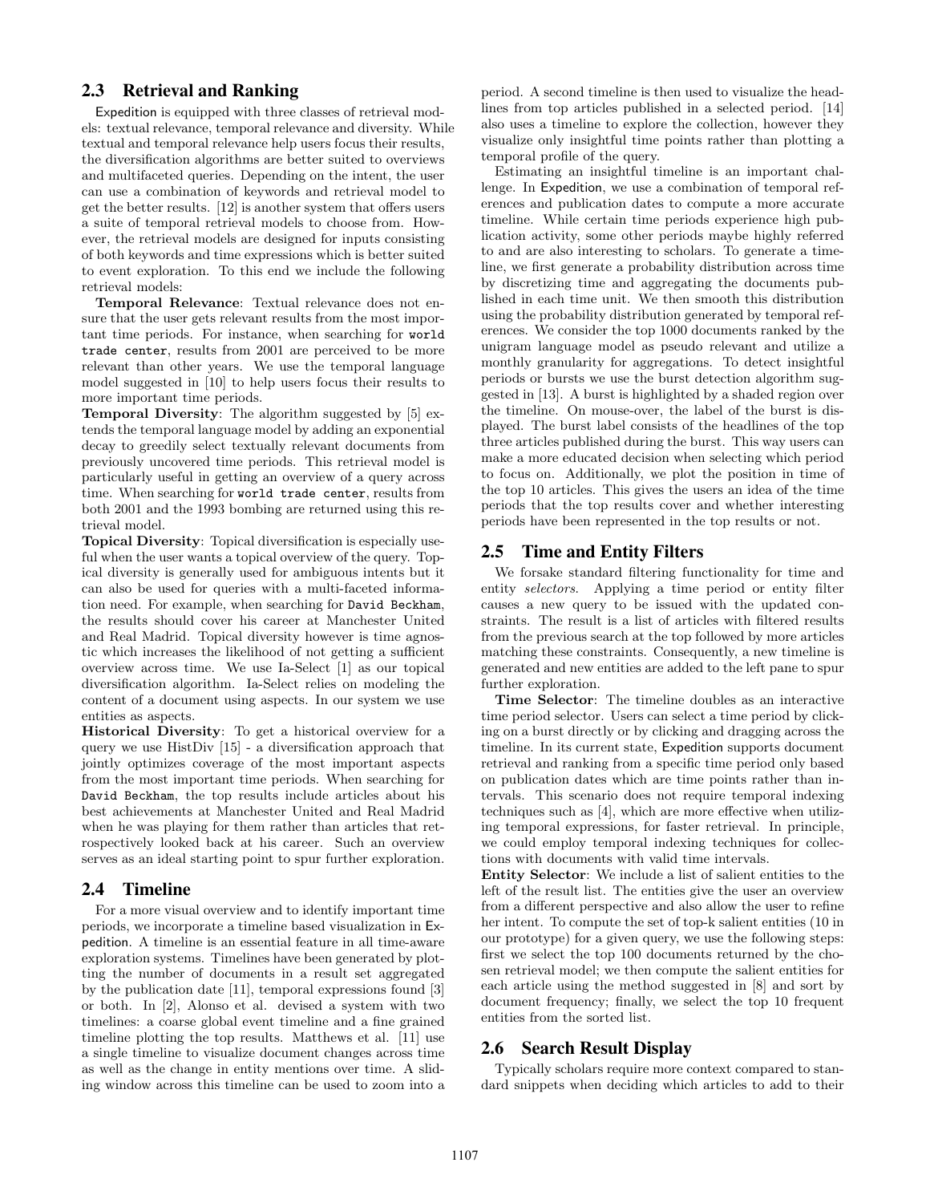## 2.3 Retrieval and Ranking

Expedition is equipped with three classes of retrieval models: textual relevance, temporal relevance and diversity. While textual and temporal relevance help users focus their results, the diversification algorithms are better suited to overviews and multifaceted queries. Depending on the intent, the user can use a combination of keywords and retrieval model to get the better results. [12] is another system that offers users a suite of temporal retrieval models to choose from. However, the retrieval models are designed for inputs consisting of both keywords and time expressions which is better suited to event exploration. To this end we include the following retrieval models:

**Temporal Relevance**: Textual relevance does not ensure that the user gets relevant results from the most important time periods. For instance, when searching for `world trade center`, results from 2001 are perceived to be more relevant than other years. We use the temporal language model suggested in [10] to help users focus their results to more important time periods.

**Temporal Diversity**: The algorithm suggested by [5] extends the temporal language model by adding an exponential decay to greedily select textually relevant documents from previously uncovered time periods. This retrieval model is particularly useful in getting an overview of a query across time. When searching for `world trade center`, results from both 2001 and the 1993 bombing are returned using this retrieval model.

**Topical Diversity**: Topical diversification is especially useful when the user wants a topical overview of the query. Topical diversity is generally used for ambiguous intents but it can also be used for queries with a multi-faceted information need. For example, when searching for `David Beckham`, the results should cover his career at Manchester United and Real Madrid. Topical diversity however is time agnostic which increases the likelihood of not getting a sufficient overview across time. We use Ia-Select [1] as our topical diversification algorithm. Ia-Select relies on modeling the content of a document using aspects. In our system we use entities as aspects.

**Historical Diversity**: To get a historical overview for a query we use HistDiv [15] - a diversification approach that jointly optimizes coverage of the most important aspects from the most important time periods. When searching for `David Beckham`, the top results include articles about his best achievements at Manchester United and Real Madrid when he was playing for them rather than articles that retrospectively looked back at his career. Such an overview serves as an ideal starting point to spur further exploration.

## 2.4 Timeline

For a more visual overview and to identify important time periods, we incorporate a timeline based visualization in Expedition. A timeline is an essential feature in all time-aware exploration systems. Timelines have been generated by plotting the number of documents in a result set aggregated by the publication date [11], temporal expressions found [3] or both. In [2], Alonso et al. devised a system with two timelines: a coarse global event timeline and a fine grained timeline plotting the top results. Matthews et al. [11] use a single timeline to visualize document changes across time as well as the change in entity mentions over time. A sliding window across this timeline can be used to zoom into a period. A second timeline is then used to visualize the headlines from top articles published in a selected period. [14] also uses a timeline to explore the collection, however they visualize only insightful time points rather than plotting a temporal profile of the query.

Estimating an insightful timeline is an important challenge. In Expedition, we use a combination of temporal references and publication dates to compute a more accurate timeline. While certain time periods experience high publication activity, some other periods maybe highly referred to and are also interesting to scholars. To generate a timeline, we first generate a probability distribution across time by discretizing time and aggregating the documents published in each time unit. We then smooth this distribution using the probability distribution generated by temporal references. We consider the top 1000 documents ranked by the unigram language model as pseudo relevant and utilize a monthly granularity for aggregations. To detect insightful periods or bursts we use the burst detection algorithm suggested in [13]. A burst is highlighted by a shaded region over the timeline. On mouse-over, the label of the burst is displayed. The burst label consists of the headlines of the top three articles published during the burst. This way users can make a more educated decision when selecting which period to focus on. Additionally, we plot the position in time of the top 10 articles. This gives the users an idea of the time periods that the top results cover and whether interesting periods have been represented in the top results or not.

## 2.5 Time and Entity Filters

We forsake standard filtering functionality for time and entity *selectors*. Applying a time period or entity filter causes a new query to be issued with the updated constraints. The result is a list of articles with filtered results from the previous search at the top followed by more articles matching these constraints. Consequently, a new timeline is generated and new entities are added to the left pane to spur further exploration.

**Time Selector**: The timeline doubles as an interactive time period selector. Users can select a time period by clicking on a burst directly or by clicking and dragging across the timeline. In its current state, Expedition supports document retrieval and ranking from a specific time period only based on publication dates which are time points rather than intervals. This scenario does not require temporal indexing techniques such as [4], which are more effective when utilizing temporal expressions, for faster retrieval. In principle, we could employ temporal indexing techniques for collections with documents with valid time intervals.

**Entity Selector**: We include a list of salient entities to the left of the result list. The entities give the user an overview from a different perspective and also allow the user to refine her intent. To compute the set of top-k salient entities (10 in our prototype) for a given query, we use the following steps: first we select the top 100 documents returned by the chosen retrieval model; we then compute the salient entities for each article using the method suggested in [8] and sort by document frequency; finally, we select the top 10 frequent entities from the sorted list.

## 2.6 Search Result Display

Typically scholars require more context compared to standard snippets when deciding which articles to add to their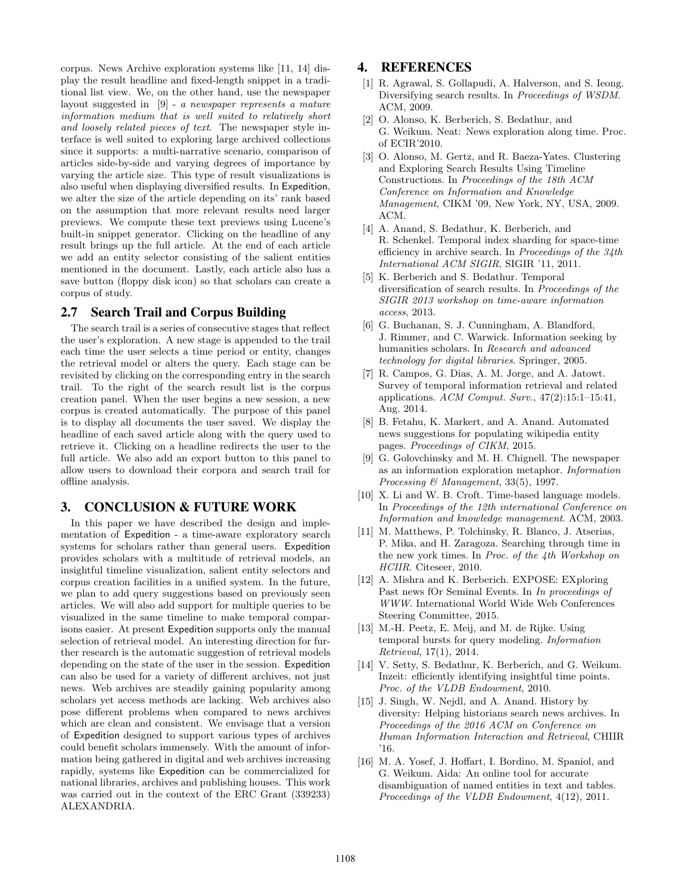corpus. News Archive exploration systems like [11, 14] display the result headline and fixed-length snippet in a traditional list view. We, on the other hand, use the newspaper layout suggested in [9] - *a newspaper represents a mature information medium that is well suited to relatively short and loosely related pieces of text*. The newspaper style interface is well suited to exploring large archived collections since it supports: a multi-narrative scenario, comparison of articles side-by-side and varying degrees of importance by varying the article size. This type of result visualizations is also useful when displaying diversified results. In Expedition, we alter the size of the article depending on its' rank based on the assumption that more relevant results need larger previews. We compute these text previews using Lucene's built-in snippet generator. Clicking on the headline of any result brings up the full article. At the end of each article we add an entity selector consisting of the salient entities mentioned in the document. Lastly, each article also has a save button (floppy disk icon) so that scholars can create a corpus of study.

## 2.7 Search Trail and Corpus Building

The search trail is a series of consecutive stages that reflect the user's exploration. A new stage is appended to the trail each time the user selects a time period or entity, changes the retrieval model or alters the query. Each stage can be revisited by clicking on the corresponding entry in the search trail. To the right of the search result list is the corpus creation panel. When the user begins a new session, a new corpus is created automatically. The purpose of this panel is to display all documents the user saved. We display the headline of each saved article along with the query used to retrieve it. Clicking on a headline redirects the user to the full article. We also add an export button to this panel to allow users to download their corpora and search trail for offline analysis.

# 3. CONCLUSION & FUTURE WORK

In this paper we have described the design and implementation of Expedition - a time-aware exploratory search systems for scholars rather than general users. Expedition provides scholars with a multitude of retrieval models, an insightful timeline visualization, salient entity selectors and corpus creation facilities in a unified system. In the future, we plan to add query suggestions based on previously seen articles. We will also add support for multiple queries to be visualized in the same timeline to make temporal comparisons easier. At present Expedition supports only the manual selection of retrieval model. An interesting direction for further research is the automatic suggestion of retrieval models depending on the state of the user in the session. Expedition can also be used for a variety of different archives, not just news. Web archives are steadily gaining popularity among scholars yet access methods are lacking. Web archives also pose different problems when compared to news archives which are clean and consistent. We envisage that a version of Expedition designed to support various types of archives could benefit scholars immensely. With the amount of information being gathered in digital and web archives increasing rapidly, systems like Expedition can be commercialized for national libraries, archives and publishing houses. This work was carried out in the context of the ERC Grant (339233) ALEXANDRIA.

# 4. REFERENCES

[1] R. Agrawal, S. Gollapudi, A. Halverson, and S. Ieong. Diversifying search results. In *Proceedings of WSDM*. ACM, 2009.

[2] O. Alonso, K. Berberich, S. Bedathur, and G. Weikum. Neat: News exploration along time. Proc. of ECIR'2010.

[3] O. Alonso, M. Gertz, and R. Baeza-Yates. Clustering and Exploring Search Results Using Timeline Constructions. In *Proceedings of the 18th ACM Conference on Information and Knowledge Management*, CIKM '09, New York, NY, USA, 2009. ACM.

[4] A. Anand, S. Bedathur, K. Berberich, and R. Schenkel. Temporal index sharding for space-time efficiency in archive search. In *Proceedings of the 34th International ACM SIGIR*, SIGIR '11, 2011.

[5] K. Berberich and S. Bedathur. Temporal diversification of search results. In *Proceedings of the SIGIR 2013 workshop on time-aware information access*, 2013.

[6] G. Buchanan, S. J. Cunningham, A. Blandford, J. Rimmer, and C. Warwick. Information seeking by humanities scholars. In *Research and advanced technology for digital libraries*. Springer, 2005.

[7] R. Campos, G. Dias, A. M. Jorge, and A. Jatowt. Survey of temporal information retrieval and related applications. *ACM Comput. Surv.*, 47(2):15:1–15:41, Aug. 2014.

[8] B. Fetahu, K. Markert, and A. Anand. Automated news suggestions for populating wikipedia entity pages. *Proceedings of CIKM*, 2015.

[9] G. Golovchinsky and M. H. Chignell. The newspaper as an information exploration metaphor. *Information Processing & Management*, 33(5), 1997.

[10] X. Li and W. B. Croft. Time-based language models. In *Proceedings of the 12th international Conference on Information and knowledge management*. ACM, 2003.

[11] M. Matthews, P. Tolchinsky, R. Blanco, J. Atserias, P. Mika, and H. Zaragoza. Searching through time in the new york times. In *Proc. of the 4th Workshop on HCIIR*. Citeseer, 2010.

[12] A. Mishra and K. Berberich. EXPOSE: EXploring Past news fOr Seminal Events. In *In proceedings of WWW*. International World Wide Web Conferences Steering Committee, 2015.

[13] M.-H. Peetz, E. Meij, and M. de Rijke. Using temporal bursts for query modeling. *Information Retrieval*, 17(1), 2014.

[14] V. Setty, S. Bedathur, K. Berberich, and G. Weikum. Inzeit: efficiently identifying insightful time points. *Proc. of the VLDB Endowment*, 2010.

[15] J. Singh, W. Nejdl, and A. Anand. History by diversity: Helping historians search news archives. In *Proceedings of the 2016 ACM on Conference on Human Information Interaction and Retrieval*, CHIIR '16.

[16] M. A. Yosef, J. Hoffart, I. Bordino, M. Spaniol, and G. Weikum. Aida: An online tool for accurate disambiguation of named entities in text and tables. *Proceedings of the VLDB Endowment*, 4(12), 2011.